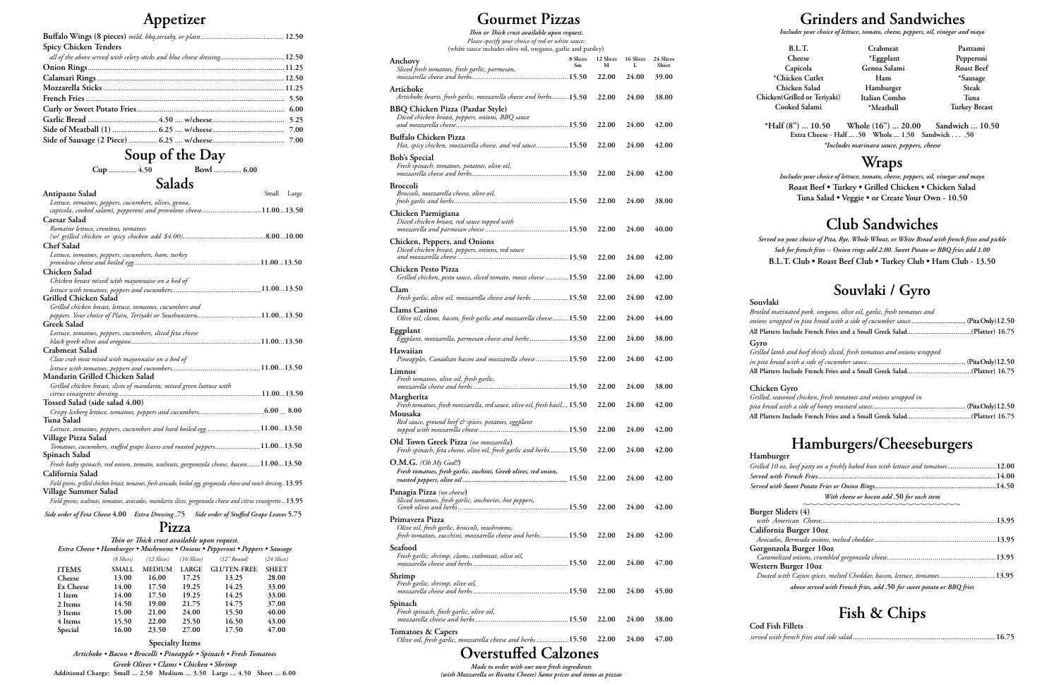# Appetizer

Buffalo Wings (8 pieces) *mild, bbq,teriaky, or plain* .......... 12.50

Spicy Chicken Tenders

*all of the above served with celery sticks and blue cheese dressing* .......... 12.50

Onion Rings .......... 11.25

Calamari Rings .......... 12.50

Mozzarella Sticks .......... 11.25

French Fries .......... 5.50

Curly or Sweet Potato Fries .......... 6.00

Garlic Bread .......... 4.50 .... w/cheese .......... 5.25

Side of Meatball (1) .......... 6.25 .... w/cheese .......... 7.00

Side of Sausage (2 Piece) .......... 6.25 .... w/cheese .......... 7.00

# Soup of the Day

Cup .......... 4.50 Bowl .......... 6.00

# Salads

| | Small | Large |
|---|---|---|
| **Antipasto Salad** *Lettuce, tomatoes, peppers, cucumbers, olives, genoa, capicola, cooked salami, pepperoni and provolone cheese* | 11.00 | 13.50 |
| **Caesar Salad** *Romaine lettuce, croutons, tomatoes (w/ grilled chicken or spicy chicken add $4.00)* | 8.00 | 10.00 |
| **Chef Salad** *Lettuce, tomatoes, peppers, cucumbers, ham, turkey provolone cheese and boiled egg* | 11.00 | 13.50 |
| **Chicken Salad** *Chicken breast mixed with mayonnaise on a bed of lettuce with tomatoes, peppers and cucumbers* | 11.00 | 13.50 |
| **Grilled Chicken Salad** *Grilled chicken breast, lettuce, tomatoes, cucumbers and peppers. Your choice of Plain, Teriyaki or Southwestern* | 11.00 | 13.50 |
| **Greek Salad** *Lettuce, tomatoes, peppers, cucumbers, sliced feta cheese black greek olives and oregano* | 11.00 | 13.50 |
| **Crabmeat Salad** *Claw crab meat mixed with mayonnaise on a bed of lettuce with tomatoes, peppers and cucumbers* | 11.00 | 13.50 |
| **Mandarin Grilled Chicken Salad** *Grilled chicken breast, slices of mandarin, mixed green luttuce with citrus vinaigrette dressing* | 11.00 | 13.50 |
| **Tossed Salad (side salad 4.00)** *Crispy Iceberg lettuce, tomatoes, peppers and cucumbers* | 6.00 | 8.00 |
| **Tuna Salad** *Lettuce, tomatoes, peppers, cucumbers and hard boiled egg* | 11.00 | 13.50 |
| **Village Pizza Salad** *Tomatoes, cucumbers, stuffed grape leaves and roasted peppers* | 11.00 | 13.50 |
| **Spinach Salad** *Fresh baby spinach, red onion, tomato, walnuts, gorgonzola cheese, bacon* | 11.00 | 13.50 |
| **California Salad** *Field greens, grilled chicken breast, tomatoes, fresh avocado, boiled egg, gorgonzola cheese and ranch dressing* | | 13.95 |
| **Village Summer Salad** *Field greens, walnuts, tomatoes, avocados, mandarin slices, gorgonzola cheese and citrus vinaigrette* | | 13.95 |

*Side order of Feta Cheese* 4.00 *Extra Dressing* .75 *Side order of Stuffed Grape Leaves* 5.75

# Pizza

*Thin or Thick crust available upon request.*

*Extra Cheese • Hamburger • Mushrooms • Onions • Pepperoni • Peppers • Sausage*

| ITEMS | SMALL (8 Slices) | MEDIUM (12 Slices) | LARGE (16 Slices) | GLUTEN-FREE (12" Round) | SHEET (24 Slices) |
|---|---|---|---|---|---|
| Cheese | 13.00 | 16.00 | 17.25 | 13.25 | 28.00 |
| Ex Cheese | 14.00 | 17.50 | 19.25 | 14.25 | 33.00 |
| 1 Item | 14.00 | 17.50 | 19.25 | 14.25 | 33.00 |
| 2 Items | 14.50 | 19.00 | 21.75 | 14.75 | 37.00 |
| 3 Items | 15.00 | 21.00 | 24.00 | 15.50 | 40.00 |
| 4 Items | 15.50 | 22.00 | 25.50 | 16.50 | 43.00 |
| Special | 16.00 | 23.50 | 27.00 | 17.50 | 47.00 |

Specialty Items

*Artichoke • Bacon • Brocolli • Pineapple • Spinach • Fresh Tomatoes*

*Greek Olives • Clams • Chicken • Shrimp*

Additional Charge: Small ... 2.50 Medium ... 3.50 Large ... 4.50 Sheet ... 6.00

# Gourmet Pizzas

*Thin or Thick crust available upon request.*

*Please specify your choice of red or white sauce:*

(white sauce includes olive oil, oregano, garlic and parsley)

| | 8 Slices Sm | 12 Slices M | 16 Slices L | 24 Slices Sheet |
|---|---|---|---|---|
| **Anchovy** *Sliced fresh tomatoes, fresh garlic, parmesan, mozzarella cheese and herbs* | 15.50 | 22.00 | 24.00 | 39.00 |
| **Artichoke** *Artichoke hearts, fresh garlic, mozzarella cheese and herbs* | 15.50 | 22.00 | 24.00 | 38.00 |
| **BBQ Chicken Pizza (Pazdar Style)** *Diced chicken breast, peppers, onions, BBQ sauce and mozzarella cheese* | 15.50 | 22.00 | 24.00 | 42.00 |
| **Buffalo Chicken Pizza** *Hot, spicy chicken, mozzarella cheese, and red sauce* | 15.50 | 22.00 | 24.00 | 42.00 |
| **Bob's Special** *Fresh spinach, tomatoes, potatoes, olive oil, mozzarella cheese and herbs* | 15.50 | 22.00 | 24.00 | 42.00 |
| **Broccoli** *Broccoli, mozzarella cheese, olive oil, fresh garlic and herbs* | 15.50 | 22.00 | 24.00 | 38.00 |
| **Chicken Parmigiana** *Diced chicken breast, red sauce topped with mozzarella and parmesan cheese* | 15.50 | 22.00 | 24.00 | 40.00 |
| **Chicken, Peppers, and Onions** *Diced chicken breast, peppers, onions, red sauce and mozzarella cheese* | 15.50 | 22.00 | 24.00 | 42.00 |
| **Chicken Pesto Pizza** *Grilled chicken, pesto sauce, sliced tomato, mozz cheese* | 15.50 | 22.00 | 24.00 | 42.00 |
| **Clam** *Fresh garlic, olive oil, mozzarella cheese and herbs* | 15.50 | 22.00 | 24.00 | 42.00 |
| **Clams Casino** *Olive oil, clams, bacon, fresh garlic and mozzarella cheese* | 15.50 | 22.00 | 24.00 | 44.00 |
| **Eggplant** *Eggplant, mozzarella, parmesan cheese and herbs* | 15.50 | 22.00 | 24.00 | 38.00 |
| **Hawaiian** *Pineapples, Canadian bacon and mozzarella cheese* | 15.50 | 22.00 | 24.00 | 42.00 |
| **Limnos** *Fresh tomatoes, olive oil, fresh garlic, mozzarella cheese and herbs* | 15.50 | 22.00 | 24.00 | 38.00 |
| **Margherita** *Fresh tomatoes, fresh mozzarella, red sauce, olive oil, fresh basil* | 15.50 | 22.00 | 24.00 | 42.00 |
| **Mousaka** *Red sauce, ground beef & spices, potatoes, eggplant topped with mozzarella cheese* | 15.50 | 22.00 | 24.00 | 42.00 |
| **Old Town Greek Pizza** *(no mozzarella)* *Fresh spinach, feta cheese, olive oil, fresh garlic and herbs* | 15.50 | 22.00 | 24.00 | 42.00 |
| **O.M.G.** *(Oh My God!!)* ***Fresh tomatoes, fresh garlic, zuchini, Greek olives, red onion, roasted peppers, olive oil*** | 15.50 | 22.00 | 24.00 | 42.00 |
| **Panagia Pizza** *(no cheese)* *Sliced tomatoes, fresh garlic, anchovies, hot peppers, Greek olives and herbs* | 15.50 | 22.00 | 24.00 | 42.00 |
| **Primavera Pizza** *Olive oil, fresh garlic, broccoli, mushrooms, fresh tomatoes, zucchini, mozzarella cheese and herbs* | 15.50 | 22.00 | 24.00 | 42.00 |
| **Seafood** *Fresh garlic, shrimp, clams, crabmeat, olive oil, mozzarella cheese and herbs* | 15.50 | 22.00 | 24.00 | 47.00 |
| **Shrimp** *Fresh garlic, shrimp, olive oil, mozzarella cheese and herbs* | 15.50 | 22.00 | 24.00 | 45.00 |
| **Spinach** *Fresh spinach, fresh garlic, olive oil, mozzarella cheese and herbs* | 15.50 | 22.00 | 24.00 | 38.00 |
| **Tomatoes & Capers** *Olive oil, fresh garlic, mozzarella cheese and herbs* | 15.50 | 22.00 | 24.00 | 47.00 |

# Overstuffed Calzones

*Made to order with our own fresh ingredients*

*(with Mozzarella or Ricotta Cheese) Same prices and items as pizzas*

# Grinders and Sandwiches

*Includes your choice of lettuce, tomato, cheese, peppers, oil, vinegar and mayo*

| | | |
|---|---|---|
| B.L.T. | Crabmeat | Pastrami |
| Cheese | *Eggplant | Pepperoni |
| Capicola | Genoa Salami | Roast Beef |
| *Chicken Cutlet | Ham | *Sausage |
| Chicken Salad | Hamburger | Steak |
| Chicken(Grilled or Teriyaki) | Italian Combo | Tuna |
| Cooked Salami | *Meatball | Turkey Breast |

*Half (8") ... 10.50 Whole (16") ... 20.00 Sandwich ... 10.50

Extra Cheese - Half ... .50 Whole ... 1.50 Sandwich . . . .50

**Includes marinara sauce, peppers, cheese*

# Wraps

*Includes your choice of lettuce, tomato, cheese, peppers, oil, vinegar and mayo*

Roast Beef • Turkey • Grilled Chicken • Chicken Salad

Tuna Salada • Veggie • or Create Your Own - 10.50

# Club Sandwiches

*Served on your choice of Pita, Rye, Whole Wheat, or White Bread with french fries and pickle*

*Sub for french fries -- Onion rings add 2.00. Sweet Potato or BBQ fries add 1.00*

B.L.T. Club • Roast Beef Club • Turkey Club • Ham Club - 13.50

# Souvlaki / Gyro

**Souvlaki**

*Broiled marinated pork, oregano, olive oil, garlic, fresh tomatoes and onions wrapped in pita bread with a side of cucumber sauce* .......... (Pita Only) 12.50

All Platters Include French Fries and a Small Greek Salad .......... (Platter) 16.75

**Gyro**

*Grilled lamb and beef thinly sliced, fresh tomatoes and onions wrapped in pita bread with a side of cucumber sauce* .......... (Pita Only) 12.50

All Platters Include French Fries and a Small Greek Salad .......... (Platter) 16.75

**Chicken Gyro**

*Grilled, seasoned chicken, fresh tomatoes and onions wrapped in pita bread with a side of honey mustard sauce* .......... (Pita Only) 12.50

All Platters Include French Fries and a Small Greek Salad .......... (Platter) 16.75

# Hamburgers/Cheeseburgers

**Hamburger**

*Grilled 10 oz. beef patty on a freshly baked bun with lettuce and tomatoes* .......... 12.00

*Served with French Fries* .......... 14.00

*Served with Sweet Potato Fries or Onion Rings* .......... 14.50

*With cheese or bacon add .50 for each item*

**Burger Sliders (4)**

*with American Cheese* .......... 13.95

**California Burger 10oz**

*Avocados, Bermuda onions, melted cheddar* .......... 13.95

**Gorgonzola Burger 10oz**

*Caramelized onions, crumbled gorgonzola cheese* .......... 13.95

**Western Burger 10oz**

*Dusted with Cajun spices, melted Cheddar, bacon, lettuce, tomatoes* .......... 13.95

*above served with French fries, add .50 for sweet potato or BBQ fries*

# Fish & Chips

**Cod Fish Fillets**

*served with french fries and side salad* .......... 16.75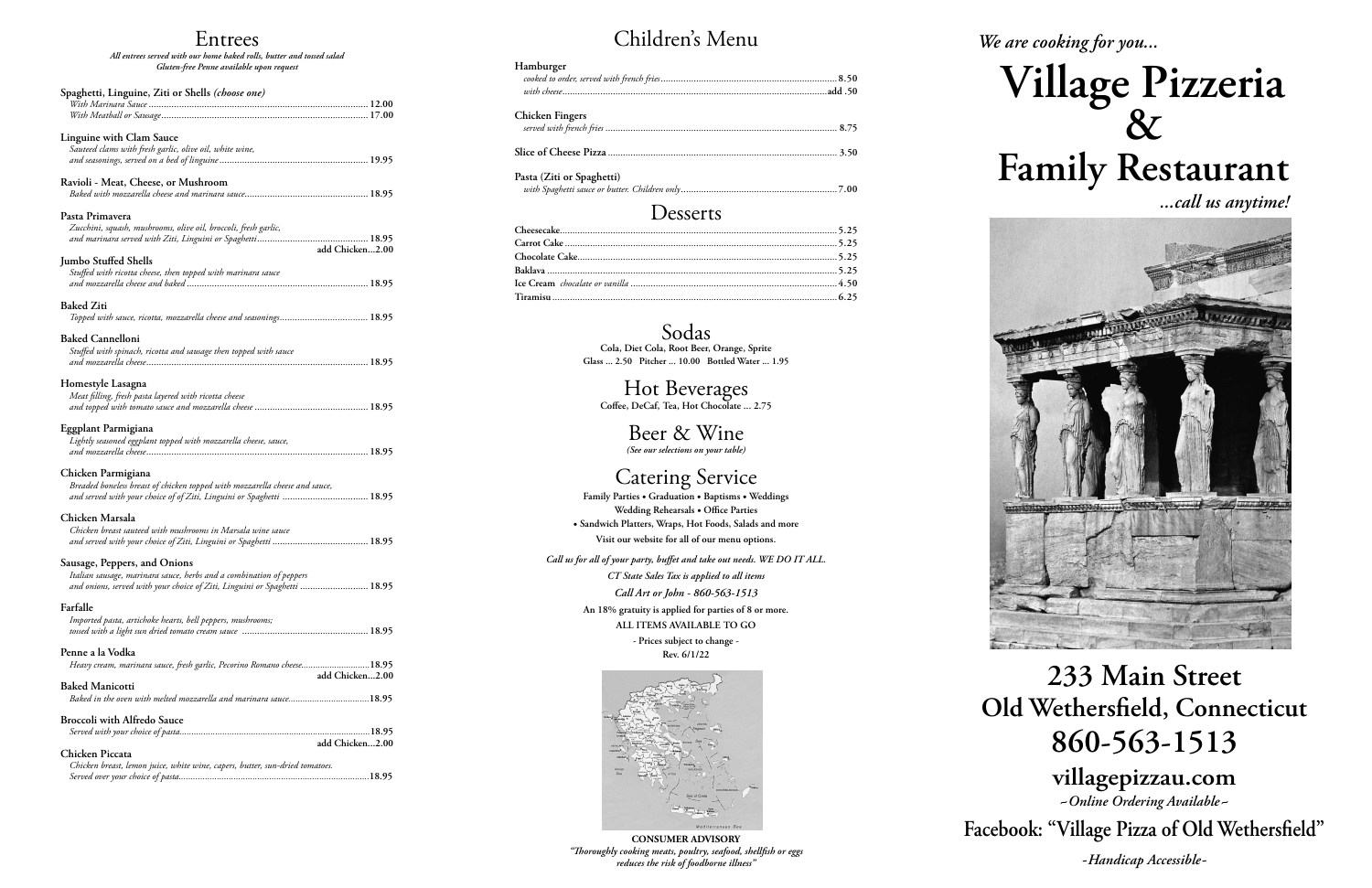## Entrees

*All entrees served with our home baked rolls, butter and tossed salad*
*Gluten-free Penne available upon request*

**Spaghetti, Linguine, Ziti or Shells** *(choose one)*
*With Marinara Sauce* ........ 12.00
*With Meatball or Sausage* ........ 17.00

**Linguine with Clam Sauce**
*Sauteed clams with fresh garlic, olive oil, white wine, and seasonings, served on a bed of linguine* ........ 19.95

**Ravioli - Meat, Cheese, or Mushroom**
*Baked with mozzarella cheese and marinara sauce* ........ 18.95

**Pasta Primavera**
*Zucchini, squash, mushrooms, olive oil, broccoli, fresh garlic, and marinara served with Ziti, Linguini or Spaghetti* ........ 18.95
add Chicken...2.00

**Jumbo Stuffed Shells**
*Stuffed with ricotta cheese, then topped with marinara sauce and mozzarella cheese and baked* ........ 18.95

**Baked Ziti**
*Topped with sauce, ricotta, mozzarella cheese and seasonings* ........ 18.95

**Baked Cannelloni**
*Stuffed with spinach, ricotta and sausage then topped with sauce and mozzarella cheese* ........ 18.95

**Homestyle Lasagna**
*Meat filling, fresh pasta layered with ricotta cheese and topped with tomato sauce and mozzarella cheese* ........ 18.95

**Eggplant Parmigiana**
*Lightly seasoned eggplant topped with mozzarella cheese, sauce, and mozzarella cheese* ........ 18.95

**Chicken Parmigiana**
*Breaded boneless breast of chicken topped with mozzarella cheese and sauce, and served with your choice of of Ziti, Linguini or Spaghetti* ........ 18.95

**Chicken Marsala**
*Chicken breast sauteed with mushrooms in Marsala wine sauce and served with your choice of Ziti, Linguini or Spaghetti* ........ 18.95

**Sausage, Peppers, and Onions**
*Italian sausage, marinara sauce, herbs and a combination of peppers and onions, served with your choice of Ziti, Linguini or Spaghetti* ........ 18.95

**Farfalle**
*Imported pasta, artichoke hearts, bell peppers, mushrooms; tossed with a light sun dried tomato cream sauce* ........ 18.95

**Penne a la Vodka**
*Heavy cream, marinara sauce, fresh garlic, Pecorino Romano cheese* ........ 18.95
add Chicken...2.00

**Baked Manicotti**
*Baked in the oven with melted mozzarella and marinara sauce* ........ 18.95

**Broccoli with Alfredo Sauce**
*Served with your choice of pasta* ........ 18.95
add Chicken...2.00

**Chicken Piccata**
*Chicken breast, lemon juice, white wine, capers, butter, sun-dried tomatoes. Served over your choice of pasta* ........ 18.95

## Children's Menu

**Hamburger**
*cooked to order, served with french fries* ........ 8.50
*with cheese* ........ add .50

**Chicken Fingers**
*served with french fries* ........ 8.75

**Slice of Cheese Pizza** ........ 3.50

**Pasta (Ziti or Spaghetti)**
*with Spaghetti sauce or butter. Children only* ........ 7.00

## Desserts

Cheesecake ........ 5.25
Carrot Cake ........ 5.25
Chocolate Cake ........ 5.25
Baklava ........ 5.25
Ice Cream *chocolate or vanilla* ........ 4.50
Tiramisu ........ 6.25

## Sodas

**Cola, Diet Cola, Root Beer, Orange, Sprite**
**Glass ... 2.50 Pitcher ... 10.00 Bottled Water ... 1.95**

## Hot Beverages

**Coffee, DeCaf, Tea, Hot Chocolate ... 2.75**

## Beer & Wine

*(See our selections on your table)*

## Catering Service

**Family Parties • Graduation • Baptisms • Weddings**
**Wedding Rehearsals • Office Parties**
**• Sandwich Platters, Wraps, Hot Foods, Salads and more**
**Visit our website for all of our menu options.**

*Call us for all of your party, buffet and take out needs. WE DO IT ALL.*

*CT State Sales Tax is applied to all items*

*Call Art or John - 860-563-1513*

**An 18% gratuity is applied for parties of 8 or more.**

**ALL ITEMS AVAILABLE TO GO**

**- Prices subject to change -**
**Rev. 6/1/22**

**CONSUMER ADVISORY**
*"Thoroughly cooking meats, poultry, seafood, shellfish or eggs reduces the risk of foodborne illness"*

*We are cooking for you...*

# Village Pizzeria & Family Restaurant

*...call us anytime!*

## 233 Main Street
## Old Wethersfield, Connecticut
## 860-563-1513

**villagepizzau.com**
*~ Online Ordering Available ~*

**Facebook: "Village Pizza of Old Wethersfield"**

*-Handicap Accessible-*